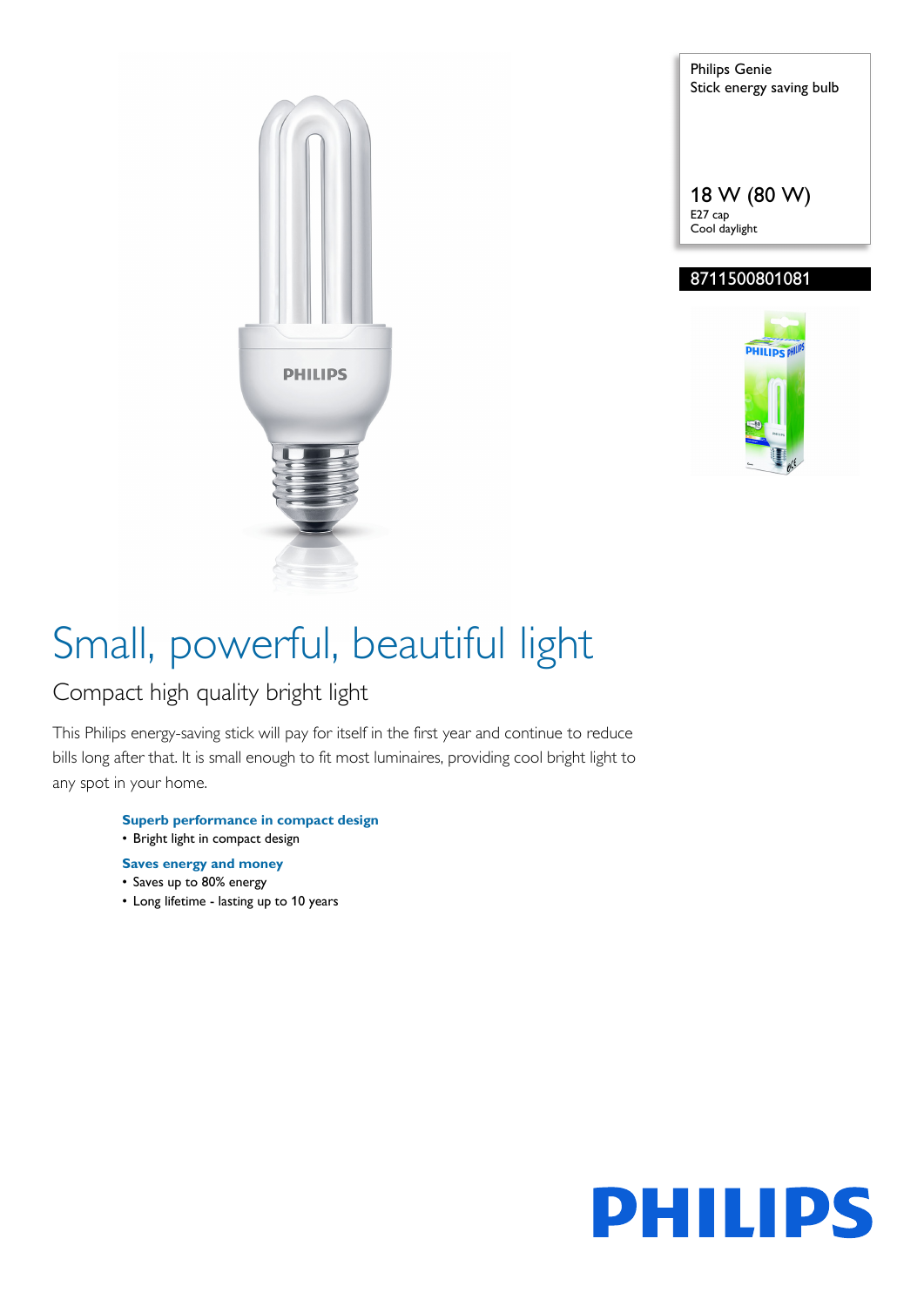Philips Genie
Stick energy saving bulb

18 W (80 W)
E27 cap
Cool daylight

8711500801081

# Small, powerful, beautiful light

## Compact high quality bright light

This Philips energy-saving stick will pay for itself in the first year and continue to reduce bills long after that. It is small enough to fit most luminaires, providing cool bright light to any spot in your home.

**Superb performance in compact design**

- Bright light in compact design

**Saves energy and money**

- Saves up to 80% energy
- Long lifetime - lasting up to 10 years

PHILIPS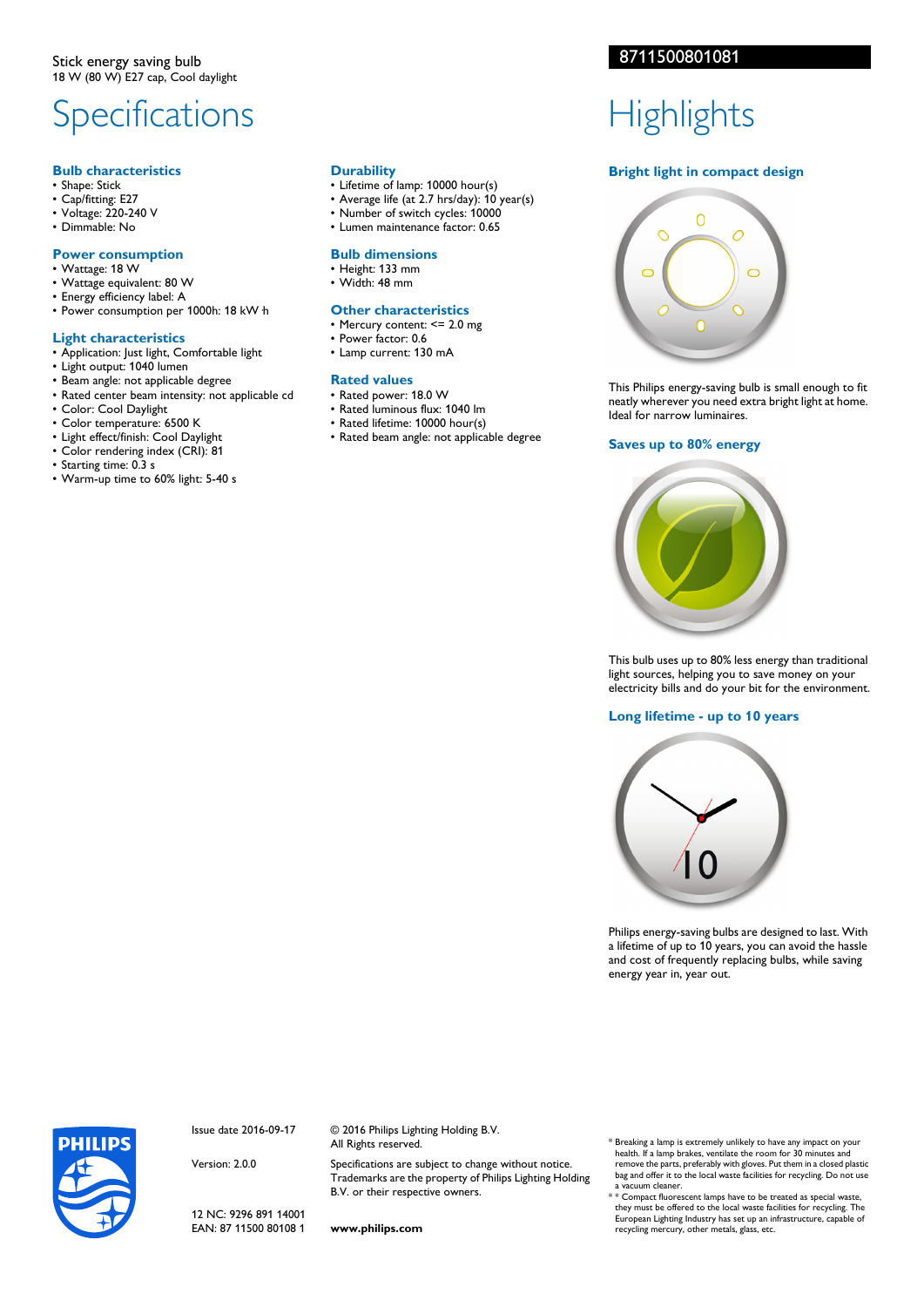Stick energy saving bulb
18 W (80 W) E27 cap, Cool daylight

8711500801081

# Specifications

### Bulb characteristics
- Shape: Stick
- Cap/fitting: E27
- Voltage: 220-240 V
- Dimmable: No

### Power consumption
- Wattage: 18 W
- Wattage equivalent: 80 W
- Energy efficiency label: A
- Power consumption per 1000h: 18 kW h

### Light characteristics
- Application: Just light, Comfortable light
- Light output: 1040 lumen
- Beam angle: not applicable degree
- Rated center beam intensity: not applicable cd
- Color: Cool Daylight
- Color temperature: 6500 K
- Light effect/finish: Cool Daylight
- Color rendering index (CRI): 81
- Starting time: 0.3 s
- Warm-up time to 60% light: 5-40 s

### Durability
- Lifetime of lamp: 10000 hour(s)
- Average life (at 2.7 hrs/day): 10 year(s)
- Number of switch cycles: 10000
- Lumen maintenance factor: 0.65

### Bulb dimensions
- Height: 133 mm
- Width: 48 mm

### Other characteristics
- Mercury content: <= 2.0 mg
- Power factor: 0.6
- Lamp current: 130 mA

### Rated values
- Rated power: 18.0 W
- Rated luminous flux: 1040 lm
- Rated lifetime: 10000 hour(s)
- Rated beam angle: not applicable degree

# Highlights

### Bright light in compact design

This Philips energy-saving bulb is small enough to fit neatly wherever you need extra bright light at home. Ideal for narrow luminaires.

### Saves up to 80% energy

This bulb uses up to 80% less energy than traditional light sources, helping you to save money on your electricity bills and do your bit for the environment.

### Long lifetime - up to 10 years

Philips energy-saving bulbs are designed to last. With a lifetime of up to 10 years, you can avoid the hassle and cost of frequently replacing bulbs, while saving energy year in, year out.

---

Issue date 2016-09-17

Version: 2.0.0

12 NC: 9296 891 14001
EAN: 87 11500 80108 1

© 2016 Philips Lighting Holding B.V.
All Rights reserved.

Specifications are subject to change without notice. Trademarks are the property of Philips Lighting Holding B.V. or their respective owners.

**www.philips.com**

* Breaking a lamp is extremely unlikely to have any impact on your health. If a lamp brakes, ventilate the room for 30 minutes and remove the parts, preferably with gloves. Put them in a closed plastic bag and offer it to the local waste facilities for recycling. Do not use a vacuum cleaner.

* * Compact fluorescent lamps have to be treated as special waste, they must be offered to the local waste facilities for recycling. The European Lighting Industry has set up an infrastructure, capable of recycling mercury, other metals, glass, etc.